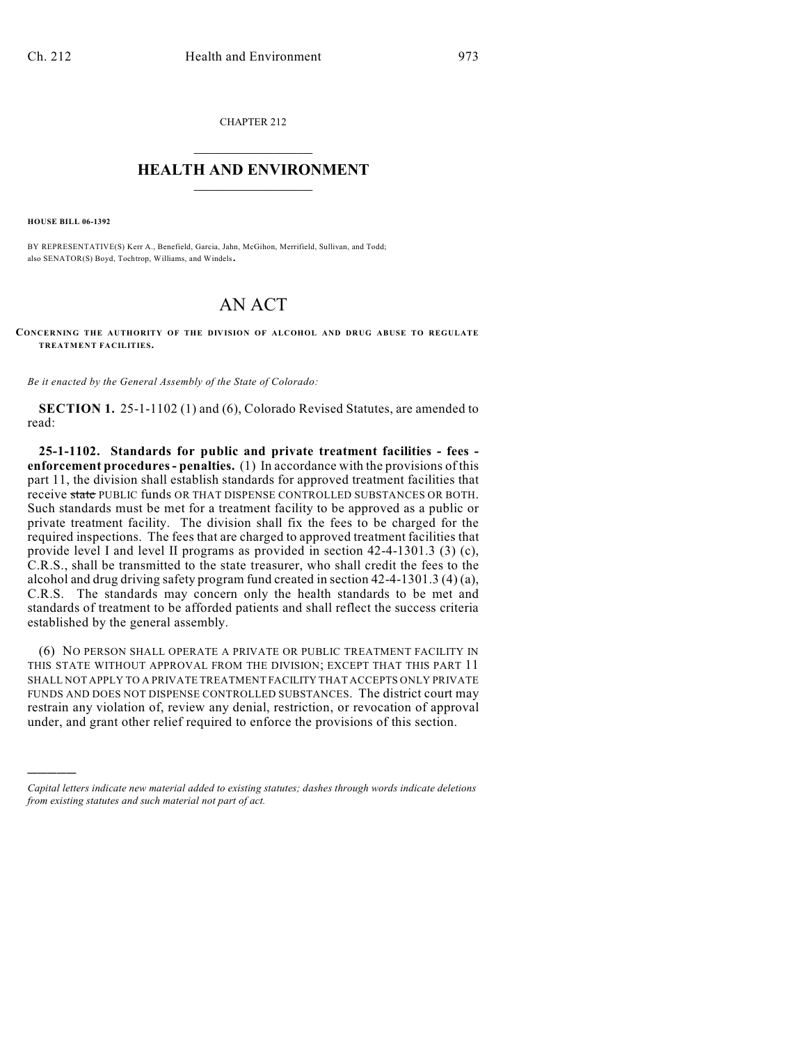CHAPTER 212

# HEALTH AND ENVIRONMENT

**HOUSE BILL 06-1392**

BY REPRESENTATIVE(S) Kerr A., Benefield, Garcia, Jahn, McGihon, Merrifield, Sullivan, and Todd; also SENATOR(S) Boyd, Tochtrop, Williams, and Windels.

# AN ACT

**CONCERNING THE AUTHORITY OF THE DIVISION OF ALCOHOL AND DRUG ABUSE TO REGULATE TREATMENT FACILITIES.**

*Be it enacted by the General Assembly of the State of Colorado:*

**SECTION 1.** 25-1-1102 (1) and (6), Colorado Revised Statutes, are amended to read:

**25-1-1102. Standards for public and private treatment facilities - fees - enforcement procedures - penalties.** (1) In accordance with the provisions of this part 11, the division shall establish standards for approved treatment facilities that receive ~~state~~ PUBLIC funds OR THAT DISPENSE CONTROLLED SUBSTANCES OR BOTH. Such standards must be met for a treatment facility to be approved as a public or private treatment facility. The division shall fix the fees to be charged for the required inspections. The fees that are charged to approved treatment facilities that provide level I and level II programs as provided in section 42-4-1301.3 (3) (c), C.R.S., shall be transmitted to the state treasurer, who shall credit the fees to the alcohol and drug driving safety program fund created in section 42-4-1301.3 (4) (a), C.R.S. The standards may concern only the health standards to be met and standards of treatment to be afforded patients and shall reflect the success criteria established by the general assembly.

(6) NO PERSON SHALL OPERATE A PRIVATE OR PUBLIC TREATMENT FACILITY IN THIS STATE WITHOUT APPROVAL FROM THE DIVISION; EXCEPT THAT THIS PART 11 SHALL NOT APPLY TO A PRIVATE TREATMENT FACILITY THAT ACCEPTS ONLY PRIVATE FUNDS AND DOES NOT DISPENSE CONTROLLED SUBSTANCES. The district court may restrain any violation of, review any denial, restriction, or revocation of approval under, and grant other relief required to enforce the provisions of this section.

---

*Capital letters indicate new material added to existing statutes; dashes through words indicate deletions from existing statutes and such material not part of act.*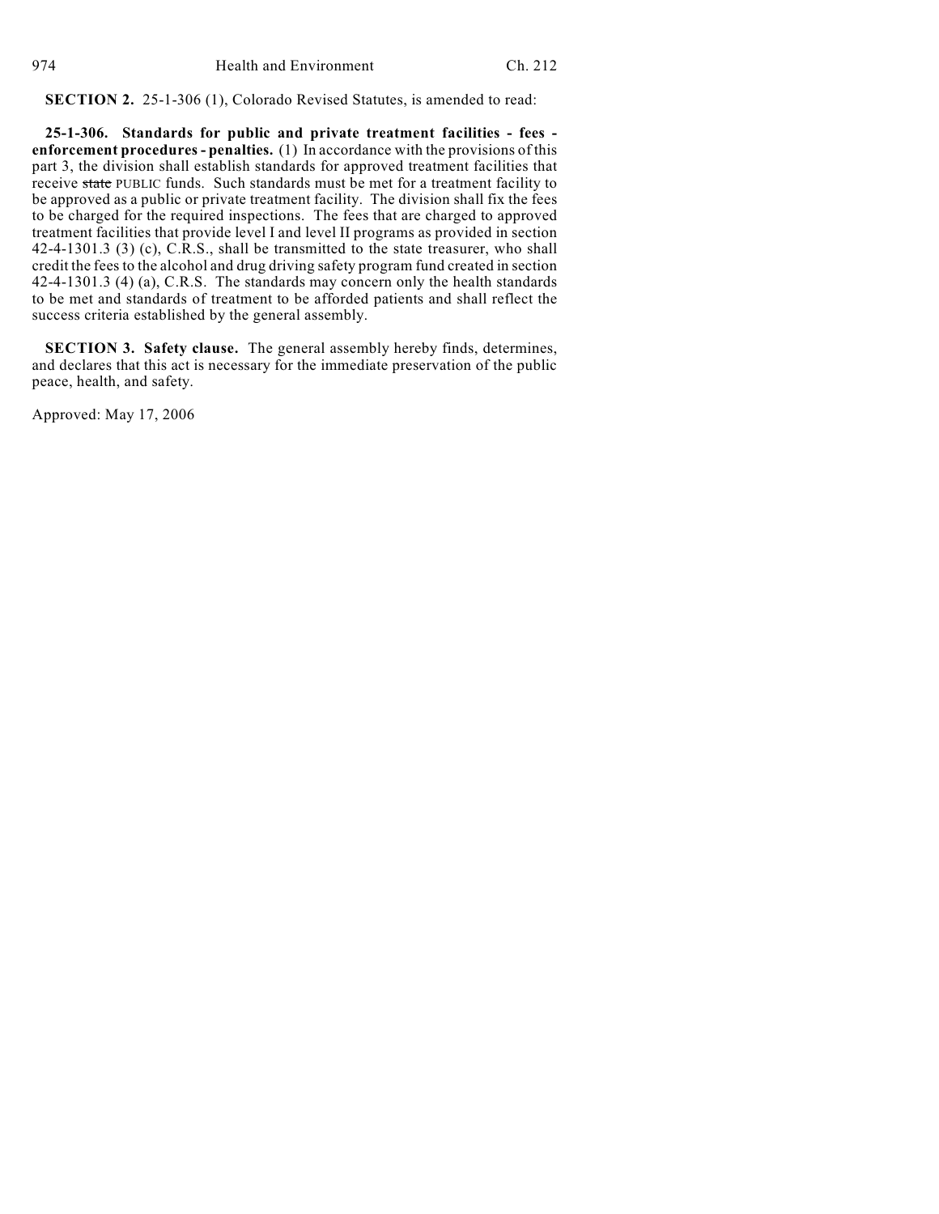**SECTION 2.** 25-1-306 (1), Colorado Revised Statutes, is amended to read:

**25-1-306. Standards for public and private treatment facilities - fees - enforcement procedures - penalties.** (1) In accordance with the provisions of this part 3, the division shall establish standards for approved treatment facilities that receive ~~state~~ PUBLIC funds. Such standards must be met for a treatment facility to be approved as a public or private treatment facility. The division shall fix the fees to be charged for the required inspections. The fees that are charged to approved treatment facilities that provide level I and level II programs as provided in section 42-4-1301.3 (3) (c), C.R.S., shall be transmitted to the state treasurer, who shall credit the fees to the alcohol and drug driving safety program fund created in section 42-4-1301.3 (4) (a), C.R.S. The standards may concern only the health standards to be met and standards of treatment to be afforded patients and shall reflect the success criteria established by the general assembly.

**SECTION 3. Safety clause.** The general assembly hereby finds, determines, and declares that this act is necessary for the immediate preservation of the public peace, health, and safety.

Approved: May 17, 2006